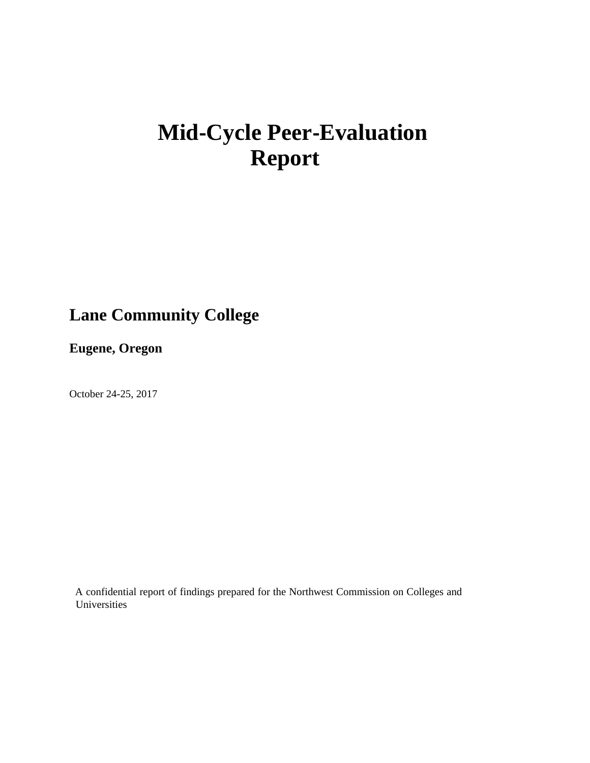# Mid-Cycle Peer-Evaluation Report

## Lane Community College

**Eugene, Oregon**

October 24-25, 2017

A confidential report of findings prepared for the Northwest Commission on Colleges and Universities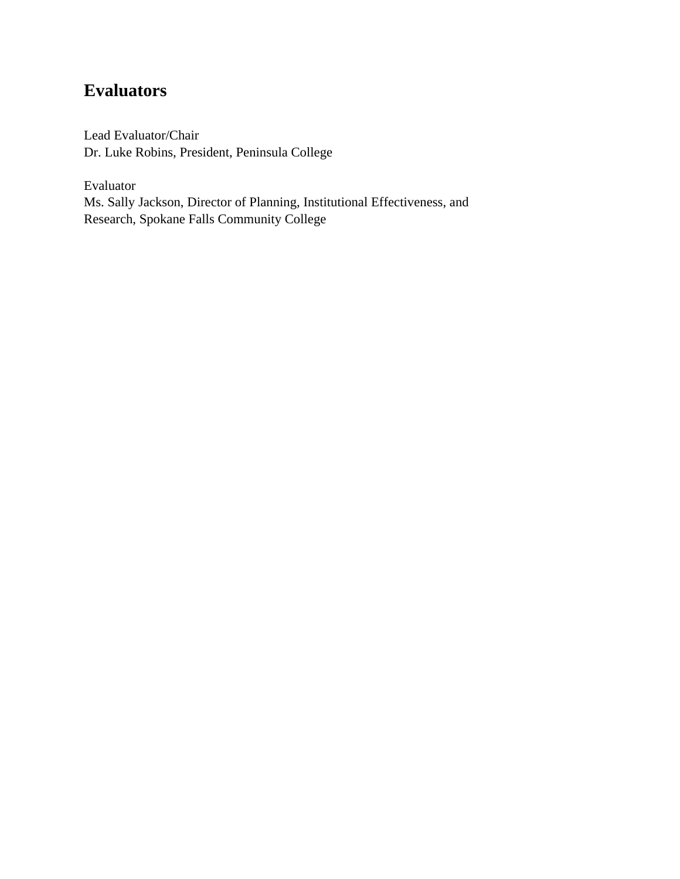## Evaluators

Lead Evaluator/Chair
Dr. Luke Robins, President, Peninsula College

Evaluator
Ms. Sally Jackson, Director of Planning, Institutional Effectiveness, and Research, Spokane Falls Community College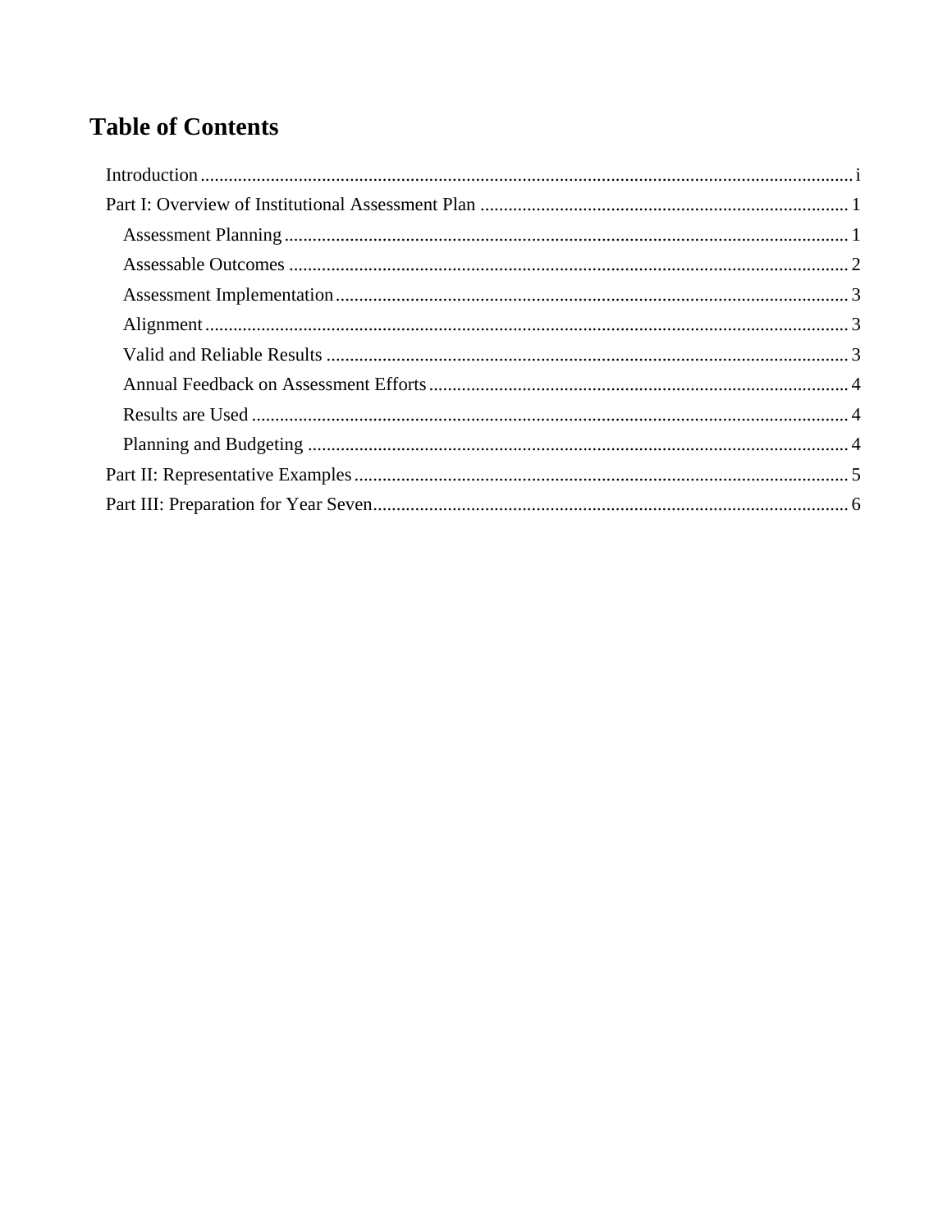# Table of Contents

Introduction ........................................................................................................................... i

Part I: Overview of Institutional Assessment Plan ............................................................................. 1

- Assessment Planning ........................................................................................................... 1
- Assessable Outcomes .......................................................................................................... 2
- Assessment Implementation ................................................................................................ 3
- Alignment ............................................................................................................................ 3
- Valid and Reliable Results .................................................................................................. 3
- Annual Feedback on Assessment Efforts ............................................................................ 4
- Results are Used .................................................................................................................. 4
- Planning and Budgeting ...................................................................................................... 4

Part II: Representative Examples ......................................................................................................... 5

Part III: Preparation for Year Seven ..................................................................................................... 6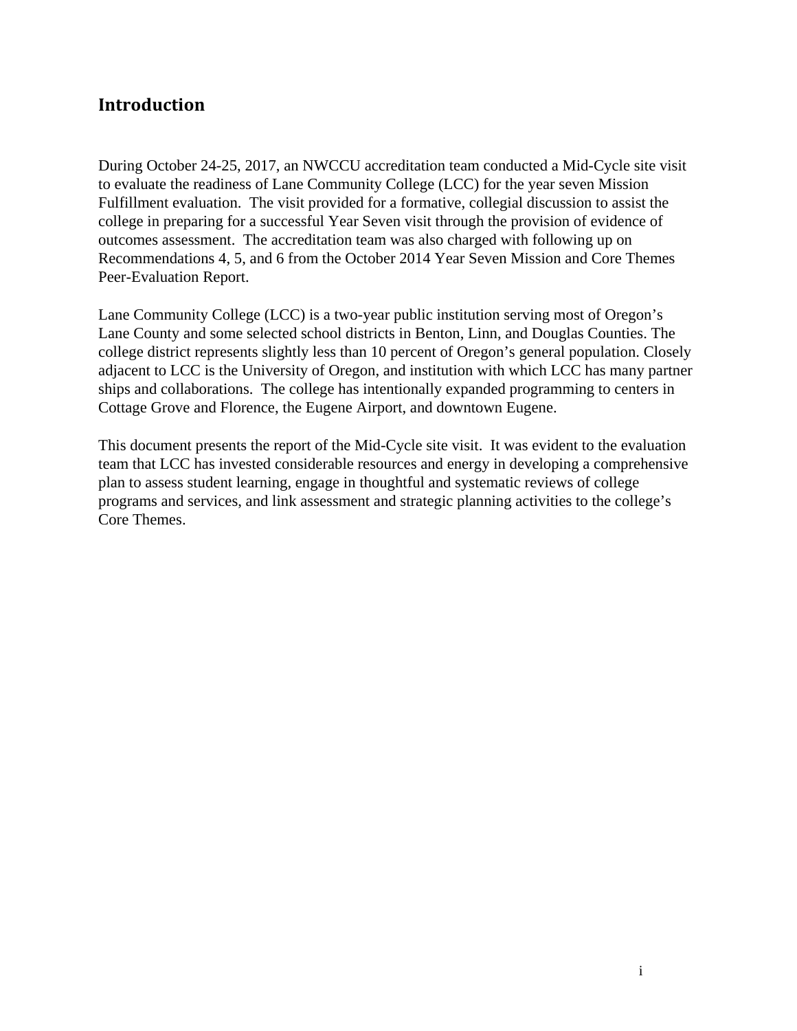## Introduction

During October 24-25, 2017, an NWCCU accreditation team conducted a Mid-Cycle site visit to evaluate the readiness of Lane Community College (LCC) for the year seven Mission Fulfillment evaluation. The visit provided for a formative, collegial discussion to assist the college in preparing for a successful Year Seven visit through the provision of evidence of outcomes assessment. The accreditation team was also charged with following up on Recommendations 4, 5, and 6 from the October 2014 Year Seven Mission and Core Themes Peer-Evaluation Report.

Lane Community College (LCC) is a two-year public institution serving most of Oregon's Lane County and some selected school districts in Benton, Linn, and Douglas Counties. The college district represents slightly less than 10 percent of Oregon's general population. Closely adjacent to LCC is the University of Oregon, and institution with which LCC has many partner ships and collaborations. The college has intentionally expanded programming to centers in Cottage Grove and Florence, the Eugene Airport, and downtown Eugene.

This document presents the report of the Mid-Cycle site visit. It was evident to the evaluation team that LCC has invested considerable resources and energy in developing a comprehensive plan to assess student learning, engage in thoughtful and systematic reviews of college programs and services, and link assessment and strategic planning activities to the college's Core Themes.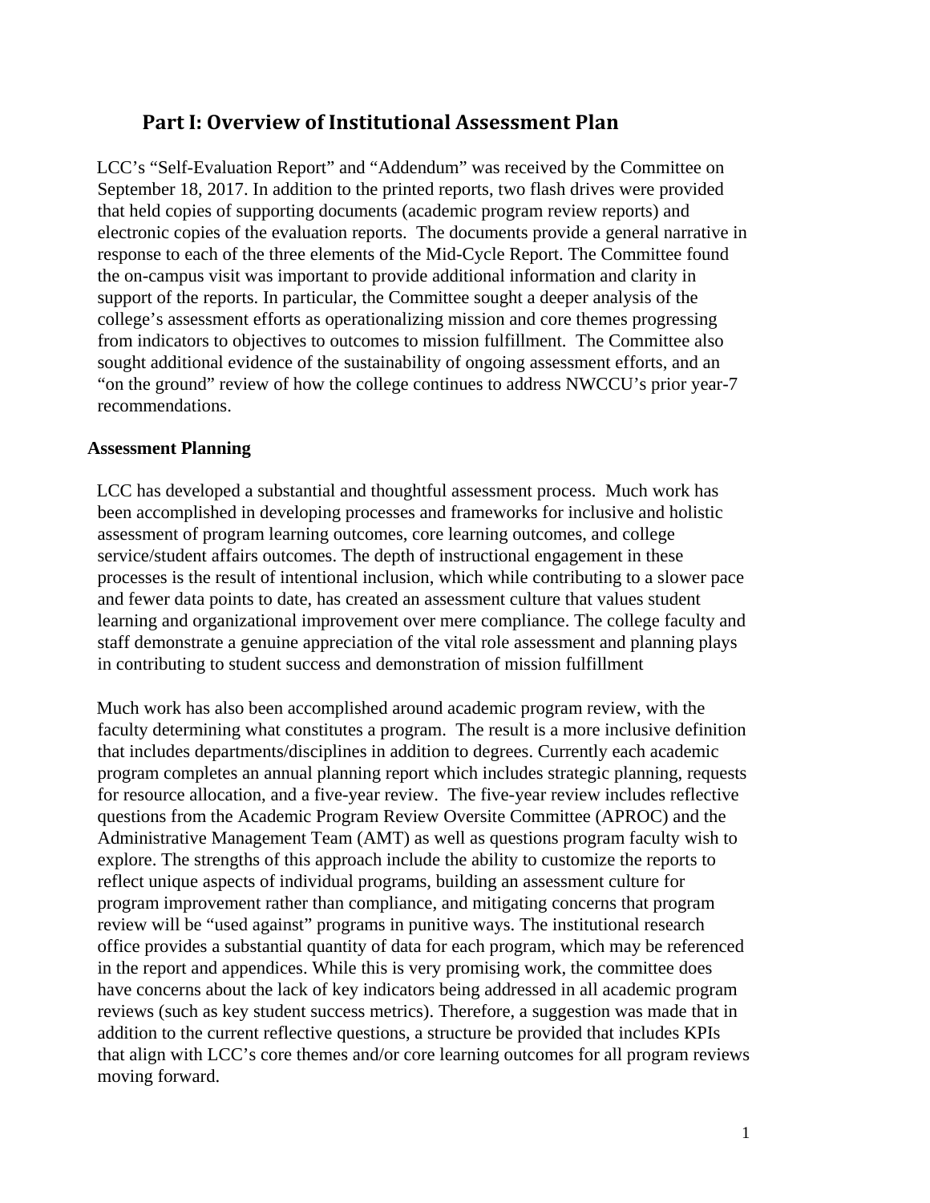# Part I: Overview of Institutional Assessment Plan

LCC's "Self-Evaluation Report" and "Addendum" was received by the Committee on September 18, 2017. In addition to the printed reports, two flash drives were provided that held copies of supporting documents (academic program review reports) and electronic copies of the evaluation reports. The documents provide a general narrative in response to each of the three elements of the Mid-Cycle Report. The Committee found the on-campus visit was important to provide additional information and clarity in support of the reports. In particular, the Committee sought a deeper analysis of the college's assessment efforts as operationalizing mission and core themes progressing from indicators to objectives to outcomes to mission fulfillment. The Committee also sought additional evidence of the sustainability of ongoing assessment efforts, and an "on the ground" review of how the college continues to address NWCCU's prior year-7 recommendations.

**Assessment Planning**

LCC has developed a substantial and thoughtful assessment process. Much work has been accomplished in developing processes and frameworks for inclusive and holistic assessment of program learning outcomes, core learning outcomes, and college service/student affairs outcomes. The depth of instructional engagement in these processes is the result of intentional inclusion, which while contributing to a slower pace and fewer data points to date, has created an assessment culture that values student learning and organizational improvement over mere compliance. The college faculty and staff demonstrate a genuine appreciation of the vital role assessment and planning plays in contributing to student success and demonstration of mission fulfillment

Much work has also been accomplished around academic program review, with the faculty determining what constitutes a program. The result is a more inclusive definition that includes departments/disciplines in addition to degrees. Currently each academic program completes an annual planning report which includes strategic planning, requests for resource allocation, and a five-year review. The five-year review includes reflective questions from the Academic Program Review Oversite Committee (APROC) and the Administrative Management Team (AMT) as well as questions program faculty wish to explore. The strengths of this approach include the ability to customize the reports to reflect unique aspects of individual programs, building an assessment culture for program improvement rather than compliance, and mitigating concerns that program review will be "used against" programs in punitive ways. The institutional research office provides a substantial quantity of data for each program, which may be referenced in the report and appendices. While this is very promising work, the committee does have concerns about the lack of key indicators being addressed in all academic program reviews (such as key student success metrics). Therefore, a suggestion was made that in addition to the current reflective questions, a structure be provided that includes KPIs that align with LCC's core themes and/or core learning outcomes for all program reviews moving forward.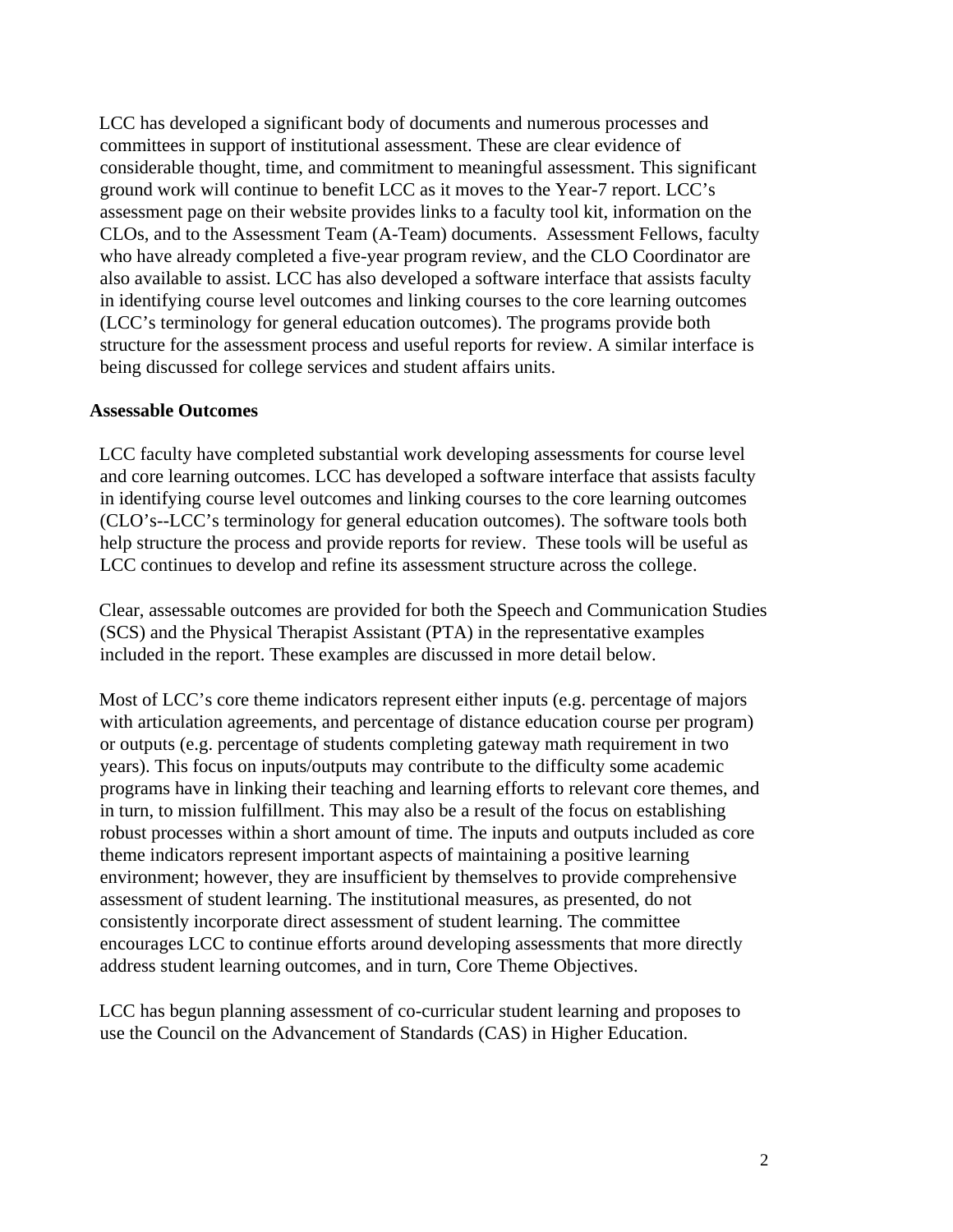LCC has developed a significant body of documents and numerous processes and committees in support of institutional assessment. These are clear evidence of considerable thought, time, and commitment to meaningful assessment. This significant ground work will continue to benefit LCC as it moves to the Year-7 report. LCC's assessment page on their website provides links to a faculty tool kit, information on the CLOs, and to the Assessment Team (A-Team) documents. Assessment Fellows, faculty who have already completed a five-year program review, and the CLO Coordinator are also available to assist. LCC has also developed a software interface that assists faculty in identifying course level outcomes and linking courses to the core learning outcomes (LCC's terminology for general education outcomes). The programs provide both structure for the assessment process and useful reports for review. A similar interface is being discussed for college services and student affairs units.

**Assessable Outcomes**

LCC faculty have completed substantial work developing assessments for course level and core learning outcomes. LCC has developed a software interface that assists faculty in identifying course level outcomes and linking courses to the core learning outcomes (CLO's--LCC's terminology for general education outcomes). The software tools both help structure the process and provide reports for review. These tools will be useful as LCC continues to develop and refine its assessment structure across the college.

Clear, assessable outcomes are provided for both the Speech and Communication Studies (SCS) and the Physical Therapist Assistant (PTA) in the representative examples included in the report. These examples are discussed in more detail below.

Most of LCC's core theme indicators represent either inputs (e.g. percentage of majors with articulation agreements, and percentage of distance education course per program) or outputs (e.g. percentage of students completing gateway math requirement in two years). This focus on inputs/outputs may contribute to the difficulty some academic programs have in linking their teaching and learning efforts to relevant core themes, and in turn, to mission fulfillment. This may also be a result of the focus on establishing robust processes within a short amount of time. The inputs and outputs included as core theme indicators represent important aspects of maintaining a positive learning environment; however, they are insufficient by themselves to provide comprehensive assessment of student learning. The institutional measures, as presented, do not consistently incorporate direct assessment of student learning. The committee encourages LCC to continue efforts around developing assessments that more directly address student learning outcomes, and in turn, Core Theme Objectives.

LCC has begun planning assessment of co-curricular student learning and proposes to use the Council on the Advancement of Standards (CAS) in Higher Education.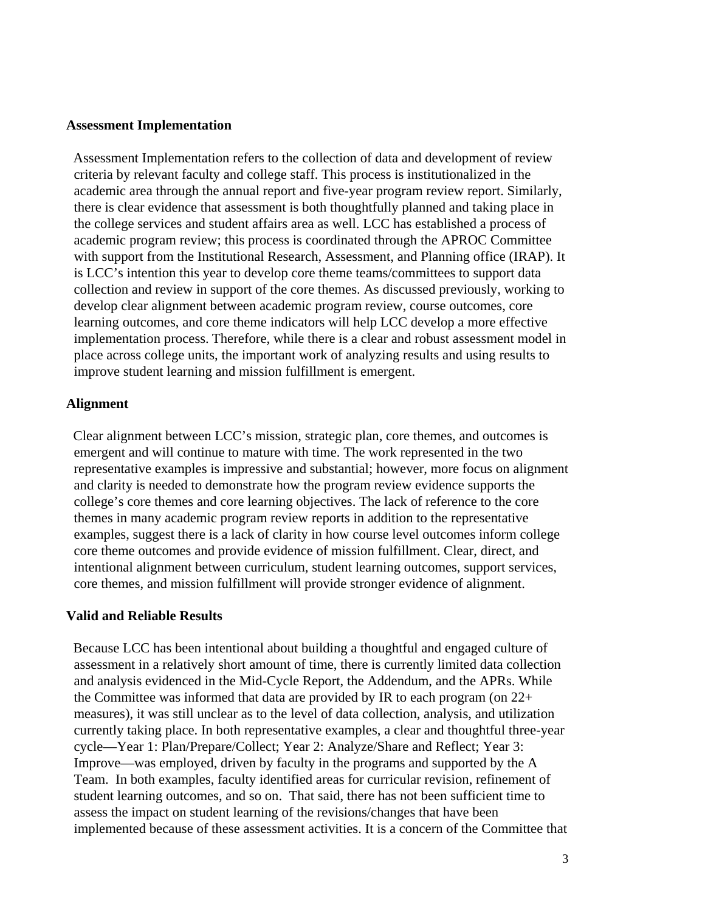**Assessment Implementation**

Assessment Implementation refers to the collection of data and development of review criteria by relevant faculty and college staff. This process is institutionalized in the academic area through the annual report and five-year program review report. Similarly, there is clear evidence that assessment is both thoughtfully planned and taking place in the college services and student affairs area as well. LCC has established a process of academic program review; this process is coordinated through the APROC Committee with support from the Institutional Research, Assessment, and Planning office (IRAP). It is LCC's intention this year to develop core theme teams/committees to support data collection and review in support of the core themes. As discussed previously, working to develop clear alignment between academic program review, course outcomes, core learning outcomes, and core theme indicators will help LCC develop a more effective implementation process. Therefore, while there is a clear and robust assessment model in place across college units, the important work of analyzing results and using results to improve student learning and mission fulfillment is emergent.

**Alignment**

Clear alignment between LCC's mission, strategic plan, core themes, and outcomes is emergent and will continue to mature with time. The work represented in the two representative examples is impressive and substantial; however, more focus on alignment and clarity is needed to demonstrate how the program review evidence supports the college's core themes and core learning objectives. The lack of reference to the core themes in many academic program review reports in addition to the representative examples, suggest there is a lack of clarity in how course level outcomes inform college core theme outcomes and provide evidence of mission fulfillment. Clear, direct, and intentional alignment between curriculum, student learning outcomes, support services, core themes, and mission fulfillment will provide stronger evidence of alignment.

**Valid and Reliable Results**

Because LCC has been intentional about building a thoughtful and engaged culture of assessment in a relatively short amount of time, there is currently limited data collection and analysis evidenced in the Mid-Cycle Report, the Addendum, and the APRs. While the Committee was informed that data are provided by IR to each program (on 22+ measures), it was still unclear as to the level of data collection, analysis, and utilization currently taking place. In both representative examples, a clear and thoughtful three-year cycle—Year 1: Plan/Prepare/Collect; Year 2: Analyze/Share and Reflect; Year 3: Improve—was employed, driven by faculty in the programs and supported by the A Team. In both examples, faculty identified areas for curricular revision, refinement of student learning outcomes, and so on. That said, there has not been sufficient time to assess the impact on student learning of the revisions/changes that have been implemented because of these assessment activities. It is a concern of the Committee that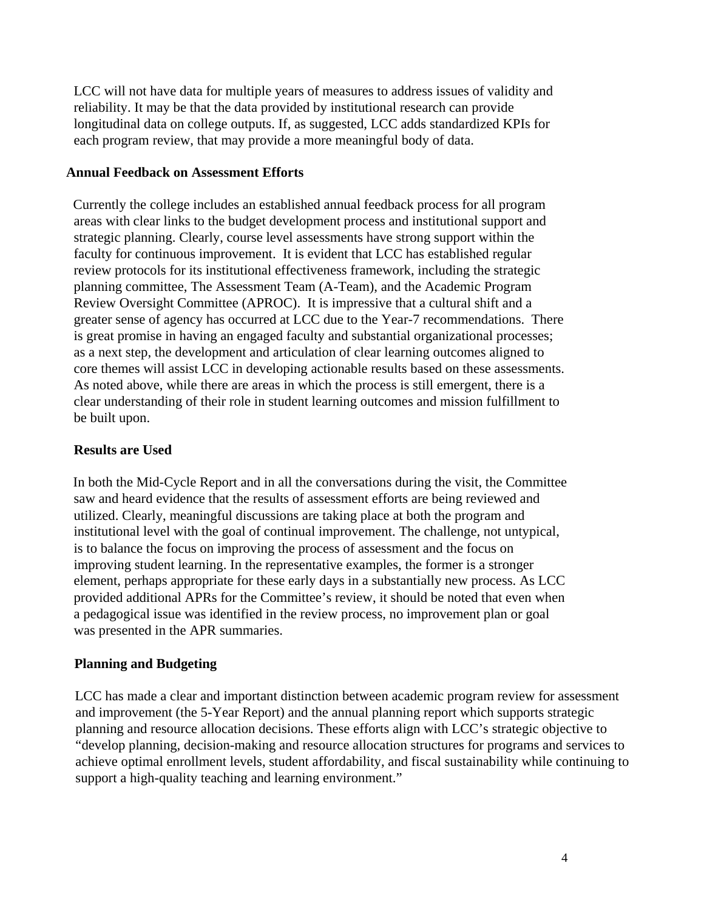LCC will not have data for multiple years of measures to address issues of validity and reliability. It may be that the data provided by institutional research can provide longitudinal data on college outputs. If, as suggested, LCC adds standardized KPIs for each program review, that may provide a more meaningful body of data.

**Annual Feedback on Assessment Efforts**

Currently the college includes an established annual feedback process for all program areas with clear links to the budget development process and institutional support and strategic planning. Clearly, course level assessments have strong support within the faculty for continuous improvement. It is evident that LCC has established regular review protocols for its institutional effectiveness framework, including the strategic planning committee, The Assessment Team (A-Team), and the Academic Program Review Oversight Committee (APROC). It is impressive that a cultural shift and a greater sense of agency has occurred at LCC due to the Year-7 recommendations. There is great promise in having an engaged faculty and substantial organizational processes; as a next step, the development and articulation of clear learning outcomes aligned to core themes will assist LCC in developing actionable results based on these assessments. As noted above, while there are areas in which the process is still emergent, there is a clear understanding of their role in student learning outcomes and mission fulfillment to be built upon.

**Results are Used**

In both the Mid-Cycle Report and in all the conversations during the visit, the Committee saw and heard evidence that the results of assessment efforts are being reviewed and utilized. Clearly, meaningful discussions are taking place at both the program and institutional level with the goal of continual improvement. The challenge, not untypical, is to balance the focus on improving the process of assessment and the focus on improving student learning. In the representative examples, the former is a stronger element, perhaps appropriate for these early days in a substantially new process. As LCC provided additional APRs for the Committee's review, it should be noted that even when a pedagogical issue was identified in the review process, no improvement plan or goal was presented in the APR summaries.

**Planning and Budgeting**

LCC has made a clear and important distinction between academic program review for assessment and improvement (the 5-Year Report) and the annual planning report which supports strategic planning and resource allocation decisions. These efforts align with LCC's strategic objective to "develop planning, decision-making and resource allocation structures for programs and services to achieve optimal enrollment levels, student affordability, and fiscal sustainability while continuing to support a high-quality teaching and learning environment."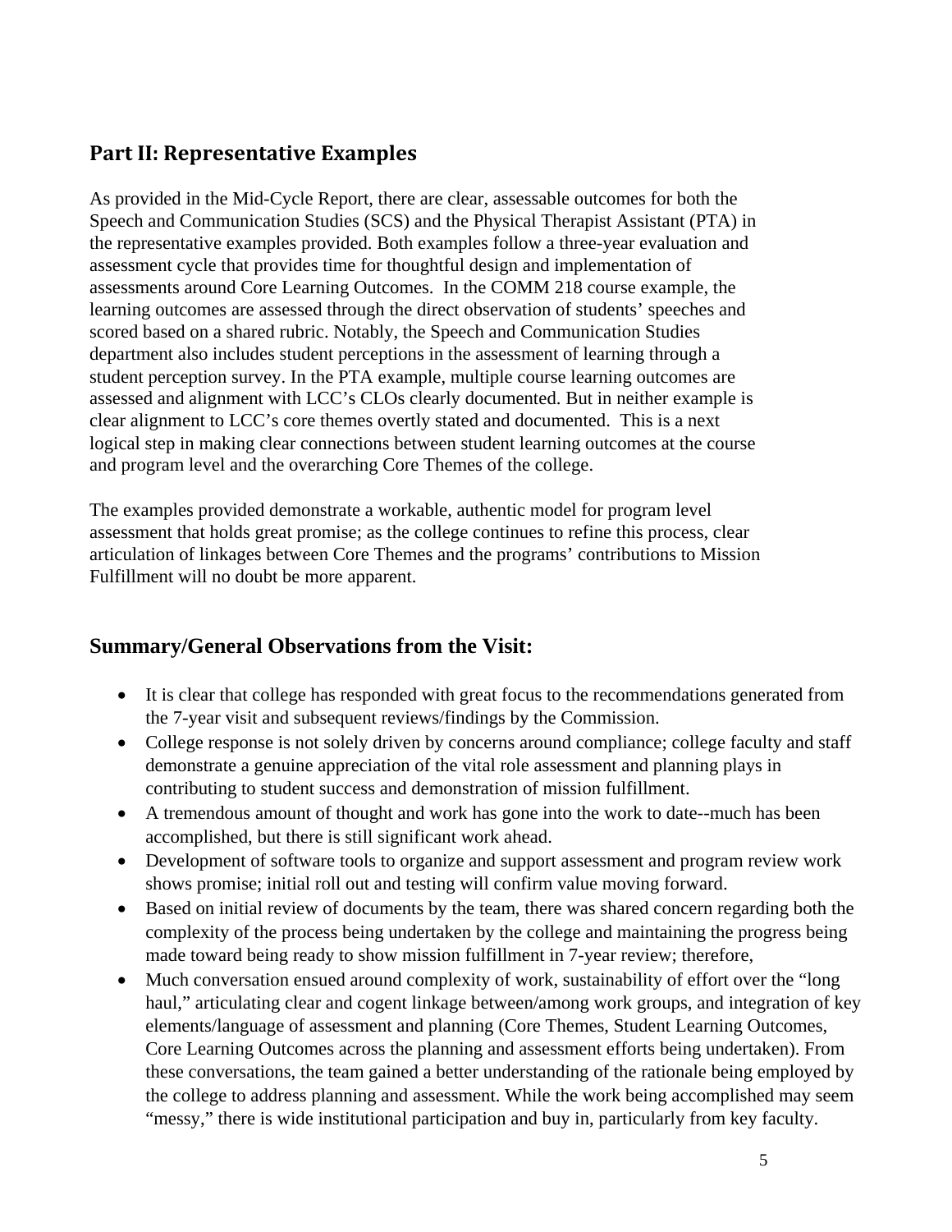## Part II: Representative Examples

As provided in the Mid-Cycle Report, there are clear, assessable outcomes for both the Speech and Communication Studies (SCS) and the Physical Therapist Assistant (PTA) in the representative examples provided. Both examples follow a three-year evaluation and assessment cycle that provides time for thoughtful design and implementation of assessments around Core Learning Outcomes. In the COMM 218 course example, the learning outcomes are assessed through the direct observation of students' speeches and scored based on a shared rubric. Notably, the Speech and Communication Studies department also includes student perceptions in the assessment of learning through a student perception survey. In the PTA example, multiple course learning outcomes are assessed and alignment with LCC's CLOs clearly documented. But in neither example is clear alignment to LCC's core themes overtly stated and documented. This is a next logical step in making clear connections between student learning outcomes at the course and program level and the overarching Core Themes of the college.

The examples provided demonstrate a workable, authentic model for program level assessment that holds great promise; as the college continues to refine this process, clear articulation of linkages between Core Themes and the programs' contributions to Mission Fulfillment will no doubt be more apparent.

## Summary/General Observations from the Visit:

- It is clear that college has responded with great focus to the recommendations generated from the 7-year visit and subsequent reviews/findings by the Commission.
- College response is not solely driven by concerns around compliance; college faculty and staff demonstrate a genuine appreciation of the vital role assessment and planning plays in contributing to student success and demonstration of mission fulfillment.
- A tremendous amount of thought and work has gone into the work to date--much has been accomplished, but there is still significant work ahead.
- Development of software tools to organize and support assessment and program review work shows promise; initial roll out and testing will confirm value moving forward.
- Based on initial review of documents by the team, there was shared concern regarding both the complexity of the process being undertaken by the college and maintaining the progress being made toward being ready to show mission fulfillment in 7-year review; therefore,
- Much conversation ensued around complexity of work, sustainability of effort over the "long haul," articulating clear and cogent linkage between/among work groups, and integration of key elements/language of assessment and planning (Core Themes, Student Learning Outcomes, Core Learning Outcomes across the planning and assessment efforts being undertaken). From these conversations, the team gained a better understanding of the rationale being employed by the college to address planning and assessment. While the work being accomplished may seem "messy," there is wide institutional participation and buy in, particularly from key faculty.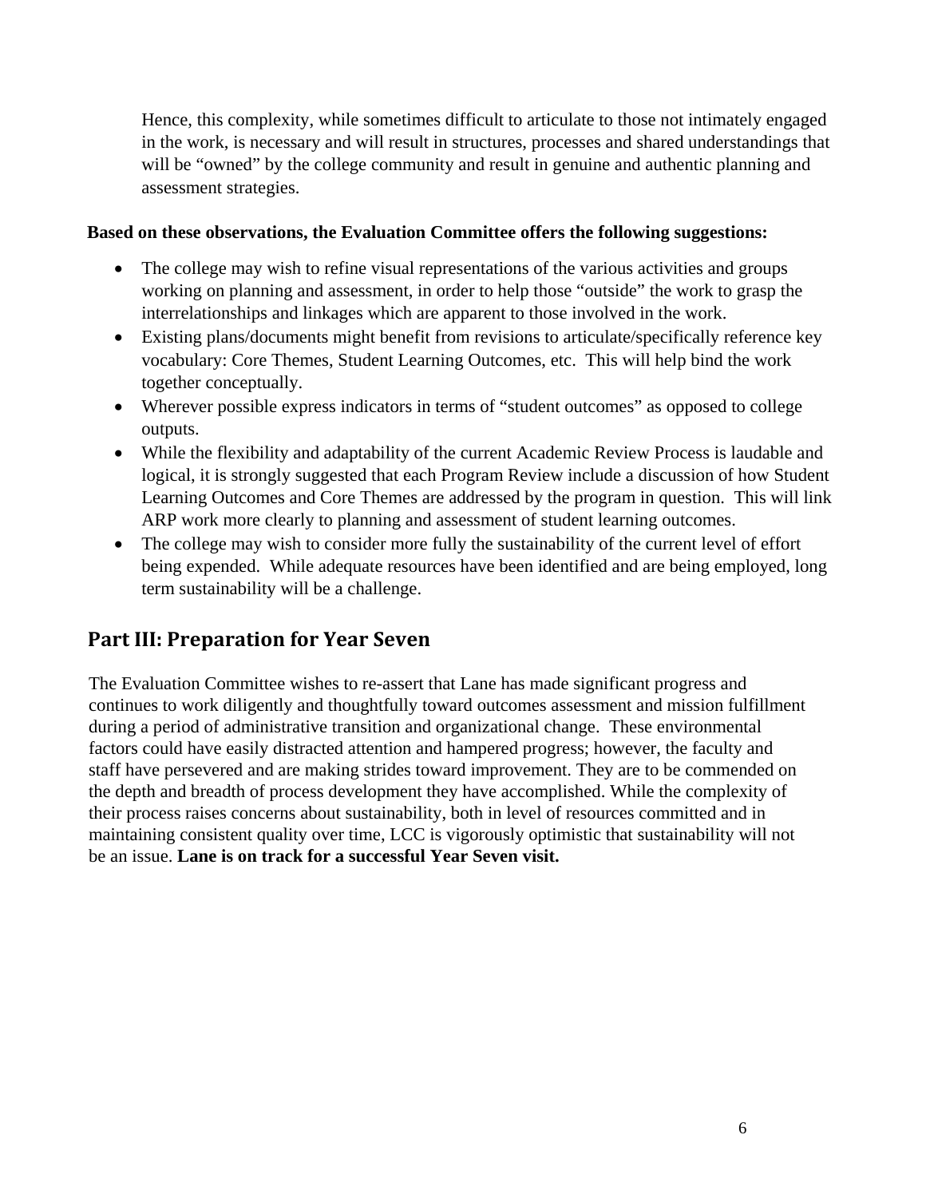Hence, this complexity, while sometimes difficult to articulate to those not intimately engaged in the work, is necessary and will result in structures, processes and shared understandings that will be "owned" by the college community and result in genuine and authentic planning and assessment strategies.

**Based on these observations, the Evaluation Committee offers the following suggestions:**

- The college may wish to refine visual representations of the various activities and groups working on planning and assessment, in order to help those "outside" the work to grasp the interrelationships and linkages which are apparent to those involved in the work.
- Existing plans/documents might benefit from revisions to articulate/specifically reference key vocabulary: Core Themes, Student Learning Outcomes, etc. This will help bind the work together conceptually.
- Wherever possible express indicators in terms of "student outcomes" as opposed to college outputs.
- While the flexibility and adaptability of the current Academic Review Process is laudable and logical, it is strongly suggested that each Program Review include a discussion of how Student Learning Outcomes and Core Themes are addressed by the program in question. This will link ARP work more clearly to planning and assessment of student learning outcomes.
- The college may wish to consider more fully the sustainability of the current level of effort being expended. While adequate resources have been identified and are being employed, long term sustainability will be a challenge.

## Part III: Preparation for Year Seven

The Evaluation Committee wishes to re-assert that Lane has made significant progress and continues to work diligently and thoughtfully toward outcomes assessment and mission fulfillment during a period of administrative transition and organizational change. These environmental factors could have easily distracted attention and hampered progress; however, the faculty and staff have persevered and are making strides toward improvement. They are to be commended on the depth and breadth of process development they have accomplished. While the complexity of their process raises concerns about sustainability, both in level of resources committed and in maintaining consistent quality over time, LCC is vigorously optimistic that sustainability will not be an issue. **Lane is on track for a successful Year Seven visit.**